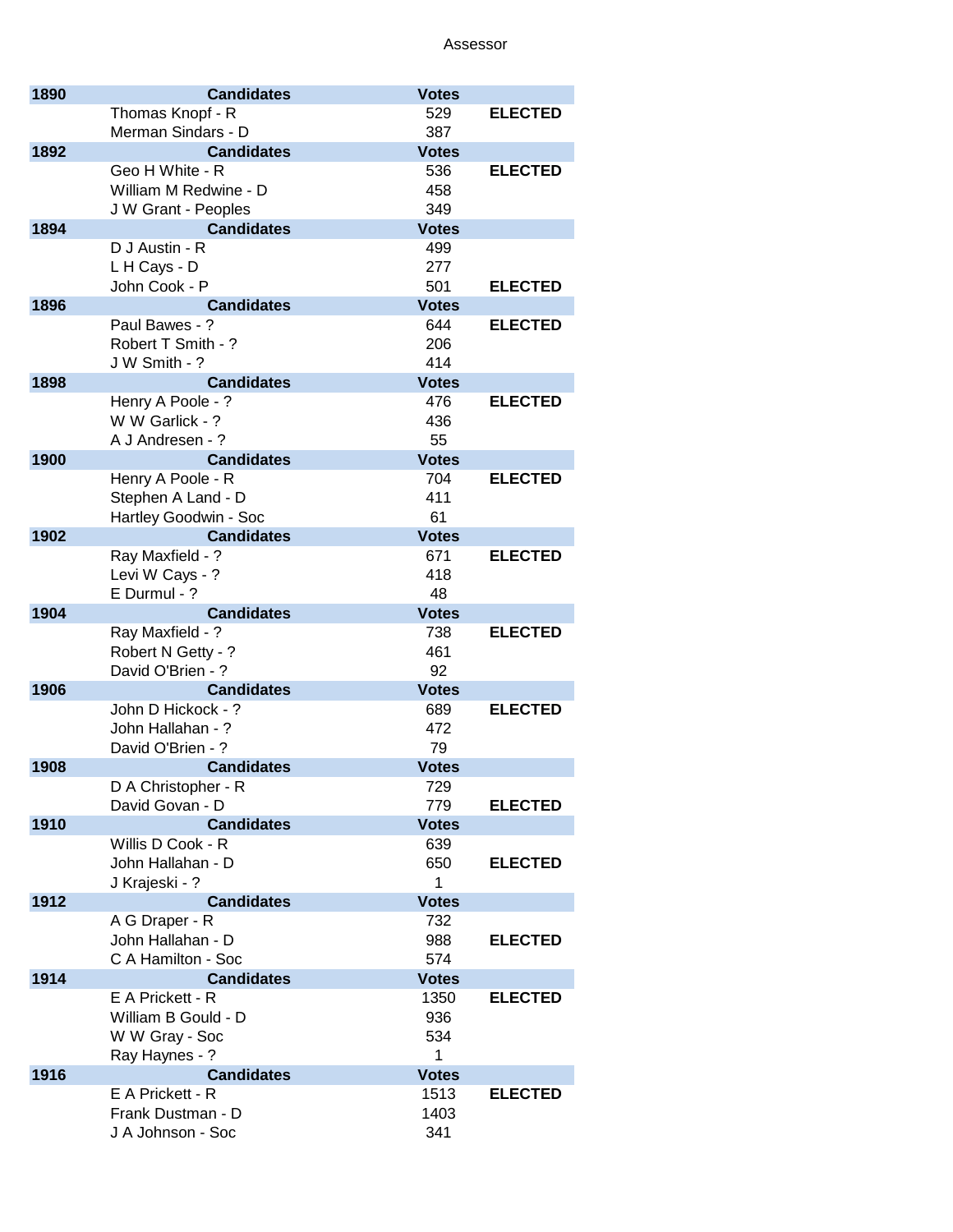# Assessor

| Year | Candidates | Votes | |
|---|---|---|---|
| 1890 | Candidates | Votes | |
| | Thomas Knopf - R | 529 | ELECTED |
| | Merman Sindars - D | 387 | |
| 1892 | Candidates | Votes | |
| | Geo H White - R | 536 | ELECTED |
| | William M Redwine - D | 458 | |
| | J W Grant - Peoples | 349 | |
| 1894 | Candidates | Votes | |
| | D J Austin - R | 499 | |
| | L H Cays - D | 277 | |
| | John Cook - P | 501 | ELECTED |
| 1896 | Candidates | Votes | |
| | Paul Bawes - ? | 644 | ELECTED |
| | Robert T Smith - ? | 206 | |
| | J W Smith - ? | 414 | |
| 1898 | Candidates | Votes | |
| | Henry A Poole - ? | 476 | ELECTED |
| | W W Garlick - ? | 436 | |
| | A J Andresen - ? | 55 | |
| 1900 | Candidates | Votes | |
| | Henry A Poole - R | 704 | ELECTED |
| | Stephen A Land - D | 411 | |
| | Hartley Goodwin - Soc | 61 | |
| 1902 | Candidates | Votes | |
| | Ray Maxfield - ? | 671 | ELECTED |
| | Levi W Cays - ? | 418 | |
| | E Durmul - ? | 48 | |
| 1904 | Candidates | Votes | |
| | Ray Maxfield - ? | 738 | ELECTED |
| | Robert N Getty - ? | 461 | |
| | David O'Brien - ? | 92 | |
| 1906 | Candidates | Votes | |
| | John D Hickock - ? | 689 | ELECTED |
| | John Hallahan - ? | 472 | |
| | David O'Brien - ? | 79 | |
| 1908 | Candidates | Votes | |
| | D A Christopher - R | 729 | |
| | David Govan - D | 779 | ELECTED |
| 1910 | Candidates | Votes | |
| | Willis D Cook - R | 639 | |
| | John Hallahan - D | 650 | ELECTED |
| | J Krajeski - ? | 1 | |
| 1912 | Candidates | Votes | |
| | A G Draper - R | 732 | |
| | John Hallahan - D | 988 | ELECTED |
| | C A Hamilton - Soc | 574 | |
| 1914 | Candidates | Votes | |
| | E A Prickett - R | 1350 | ELECTED |
| | William B Gould - D | 936 | |
| | W W Gray - Soc | 534 | |
| | Ray Haynes - ? | 1 | |
| 1916 | Candidates | Votes | |
| | E A Prickett - R | 1513 | ELECTED |
| | Frank Dustman - D | 1403 | |
| | J A Johnson - Soc | 341 | |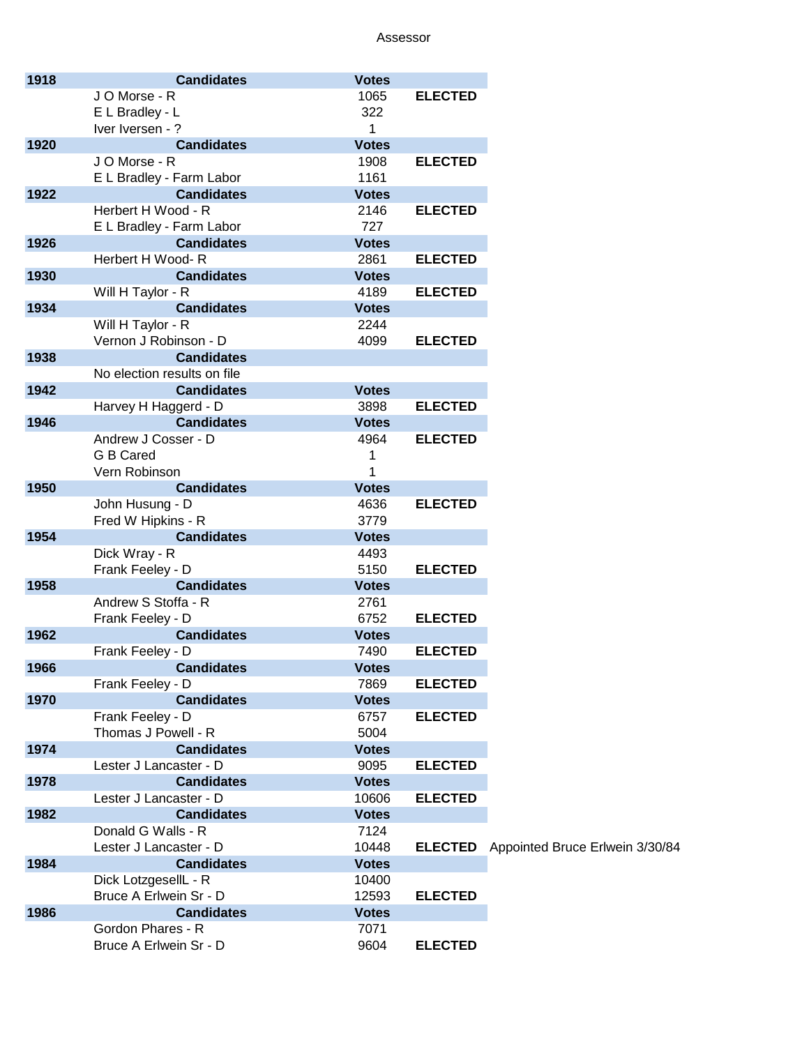# Assessor

| Year | Candidates | Votes | | |
|---|---|---|---|---|
| 1918 | **Candidates** | **Votes** | | |
| | J O Morse - R | 1065 | **ELECTED** | |
| | E L Bradley - L | 322 | | |
| | Iver Iversen - ? | 1 | | |
| 1920 | **Candidates** | **Votes** | | |
| | J O Morse - R | 1908 | **ELECTED** | |
| | E L Bradley - Farm Labor | 1161 | | |
| 1922 | **Candidates** | **Votes** | | |
| | Herbert H Wood - R | 2146 | **ELECTED** | |
| | E L Bradley - Farm Labor | 727 | | |
| 1926 | **Candidates** | **Votes** | | |
| | Herbert H Wood- R | 2861 | **ELECTED** | |
| 1930 | **Candidates** | **Votes** | | |
| | Will H Taylor - R | 4189 | **ELECTED** | |
| 1934 | **Candidates** | **Votes** | | |
| | Will H Taylor - R | 2244 | | |
| | Vernon J Robinson - D | 4099 | **ELECTED** | |
| 1938 | **Candidates** | | | |
| | No election results on file | | | |
| 1942 | **Candidates** | **Votes** | | |
| | Harvey H Haggerd - D | 3898 | **ELECTED** | |
| 1946 | **Candidates** | **Votes** | | |
| | Andrew J Cosser - D | 4964 | **ELECTED** | |
| | G B Cared | 1 | | |
| | Vern Robinson | 1 | | |
| 1950 | **Candidates** | **Votes** | | |
| | John Husung - D | 4636 | **ELECTED** | |
| | Fred W Hipkins - R | 3779 | | |
| 1954 | **Candidates** | **Votes** | | |
| | Dick Wray - R | 4493 | | |
| | Frank Feeley - D | 5150 | **ELECTED** | |
| 1958 | **Candidates** | **Votes** | | |
| | Andrew S Stoffa - R | 2761 | | |
| | Frank Feeley - D | 6752 | **ELECTED** | |
| 1962 | **Candidates** | **Votes** | | |
| | Frank Feeley - D | 7490 | **ELECTED** | |
| 1966 | **Candidates** | **Votes** | | |
| | Frank Feeley - D | 7869 | **ELECTED** | |
| 1970 | **Candidates** | **Votes** | | |
| | Frank Feeley - D | 6757 | **ELECTED** | |
| | Thomas J Powell - R | 5004 | | |
| 1974 | **Candidates** | **Votes** | | |
| | Lester J Lancaster - D | 9095 | **ELECTED** | |
| 1978 | **Candidates** | **Votes** | | |
| | Lester J Lancaster - D | 10606 | **ELECTED** | |
| 1982 | **Candidates** | **Votes** | | |
| | Donald G Walls - R | 7124 | | |
| | Lester J Lancaster - D | 10448 | **ELECTED** | Appointed Bruce Erlwein 3/30/84 |
| 1984 | **Candidates** | **Votes** | | |
| | Dick LotzgesellL - R | 10400 | | |
| | Bruce A Erlwein Sr - D | 12593 | **ELECTED** | |
| 1986 | **Candidates** | **Votes** | | |
| | Gordon Phares - R | 7071 | | |
| | Bruce A Erlwein Sr - D | 9604 | **ELECTED** | |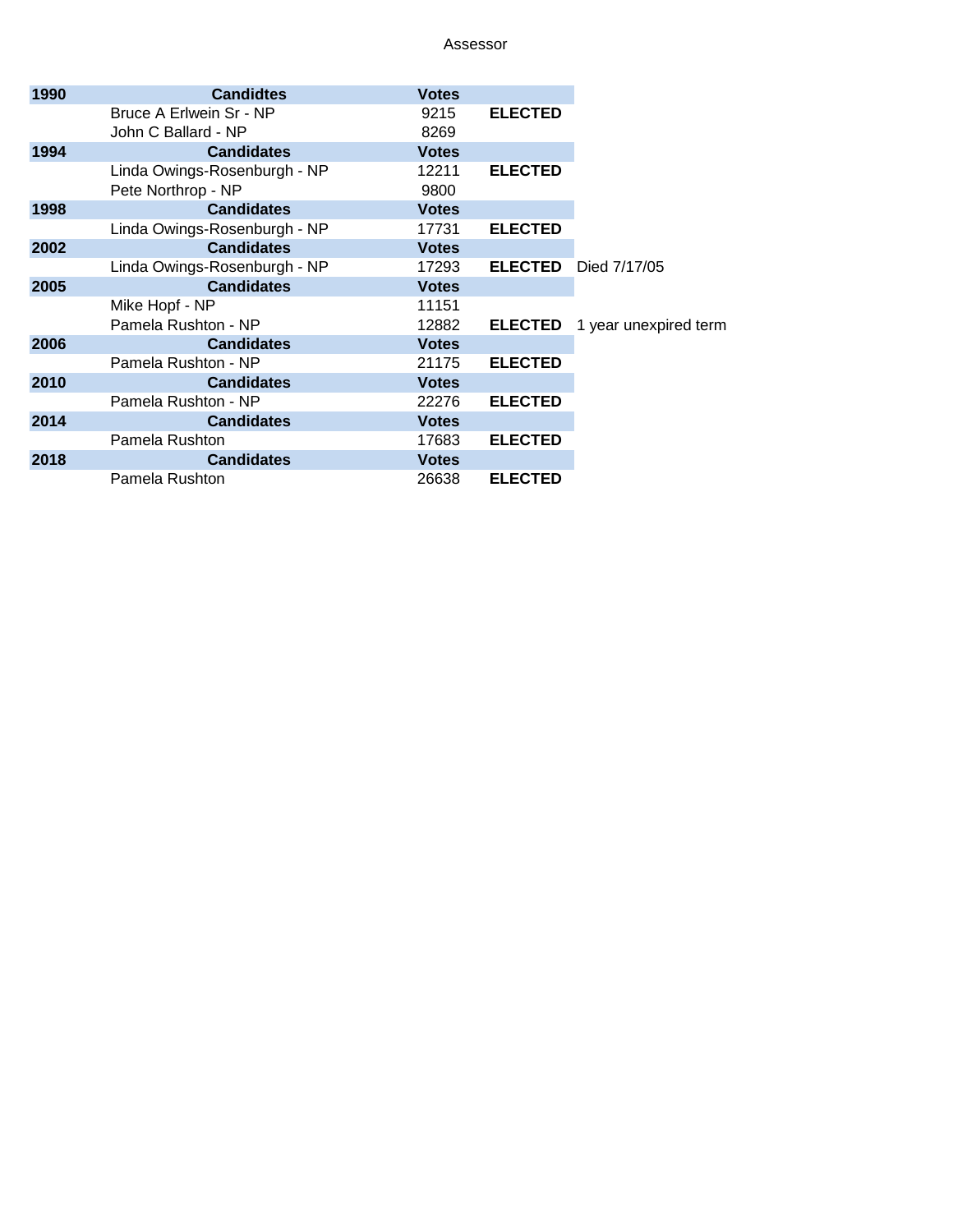Assessor

| | | | | |
|---|---|---|---|---|
| **1990** | **Candidtes** | **Votes** | | |
| | Bruce A Erlwein Sr - NP | 9215 | **ELECTED** | |
| | John C Ballard - NP | 8269 | | |
| **1994** | **Candidates** | **Votes** | | |
| | Linda Owings-Rosenburgh - NP | 12211 | **ELECTED** | |
| | Pete Northrop - NP | 9800 | | |
| **1998** | **Candidates** | **Votes** | | |
| | Linda Owings-Rosenburgh - NP | 17731 | **ELECTED** | |
| **2002** | **Candidates** | **Votes** | | |
| | Linda Owings-Rosenburgh - NP | 17293 | **ELECTED** | Died 7/17/05 |
| **2005** | **Candidates** | **Votes** | | |
| | Mike Hopf - NP | 11151 | | |
| | Pamela Rushton - NP | 12882 | **ELECTED** | 1 year unexpired term |
| **2006** | **Candidates** | **Votes** | | |
| | Pamela Rushton - NP | 21175 | **ELECTED** | |
| **2010** | **Candidates** | **Votes** | | |
| | Pamela Rushton - NP | 22276 | **ELECTED** | |
| **2014** | **Candidates** | **Votes** | | |
| | Pamela Rushton | 17683 | **ELECTED** | |
| **2018** | **Candidates** | **Votes** | | |
| | Pamela Rushton | 26638 | **ELECTED** | |